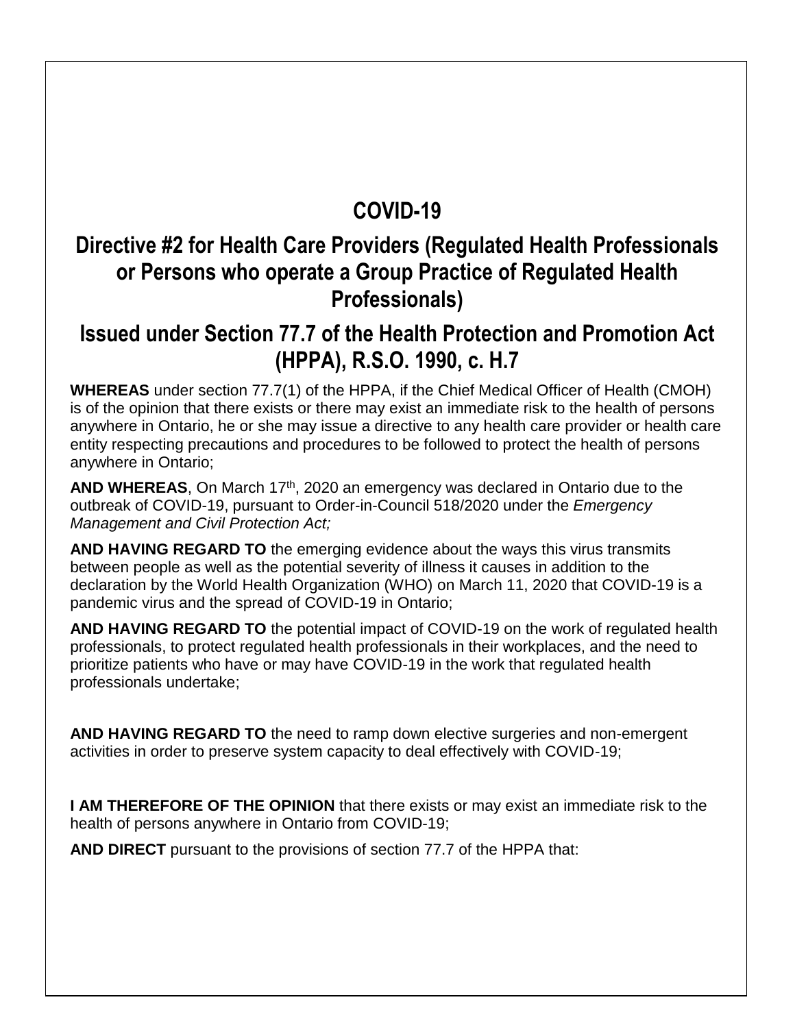# COVID-19

## Directive #2 for Health Care Providers (Regulated Health Professionals or Persons who operate a Group Practice of Regulated Health Professionals)

## Issued under Section 77.7 of the Health Protection and Promotion Act (HPPA), R.S.O. 1990, c. H.7

**WHEREAS** under section 77.7(1) of the HPPA, if the Chief Medical Officer of Health (CMOH) is of the opinion that there exists or there may exist an immediate risk to the health of persons anywhere in Ontario, he or she may issue a directive to any health care provider or health care entity respecting precautions and procedures to be followed to protect the health of persons anywhere in Ontario;

**AND WHEREAS**, On March 17th, 2020 an emergency was declared in Ontario due to the outbreak of COVID-19, pursuant to Order-in-Council 518/2020 under the *Emergency Management and Civil Protection Act;*

**AND HAVING REGARD TO** the emerging evidence about the ways this virus transmits between people as well as the potential severity of illness it causes in addition to the declaration by the World Health Organization (WHO) on March 11, 2020 that COVID-19 is a pandemic virus and the spread of COVID-19 in Ontario;

**AND HAVING REGARD TO** the potential impact of COVID-19 on the work of regulated health professionals, to protect regulated health professionals in their workplaces, and the need to prioritize patients who have or may have COVID-19 in the work that regulated health professionals undertake;

**AND HAVING REGARD TO** the need to ramp down elective surgeries and non-emergent activities in order to preserve system capacity to deal effectively with COVID-19;

**I AM THEREFORE OF THE OPINION** that there exists or may exist an immediate risk to the health of persons anywhere in Ontario from COVID-19;

**AND DIRECT** pursuant to the provisions of section 77.7 of the HPPA that: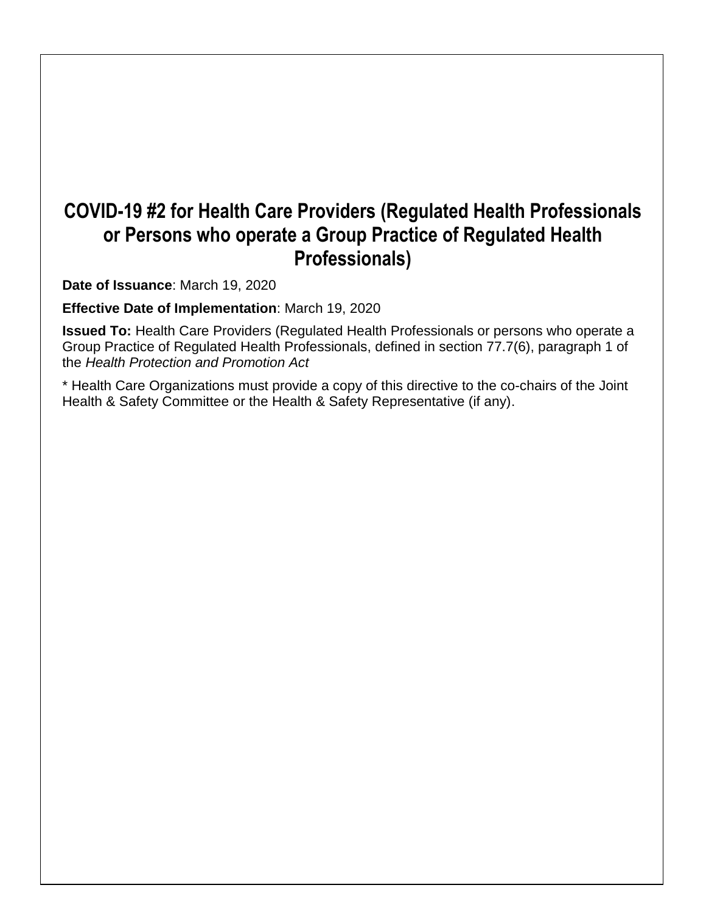# COVID-19 #2 for Health Care Providers (Regulated Health Professionals or Persons who operate a Group Practice of Regulated Health Professionals)

**Date of Issuance**: March 19, 2020

**Effective Date of Implementation**: March 19, 2020

**Issued To:** Health Care Providers (Regulated Health Professionals or persons who operate a Group Practice of Regulated Health Professionals, defined in section 77.7(6), paragraph 1 of the *Health Protection and Promotion Act*

* Health Care Organizations must provide a copy of this directive to the co-chairs of the Joint Health & Safety Committee or the Health & Safety Representative (if any).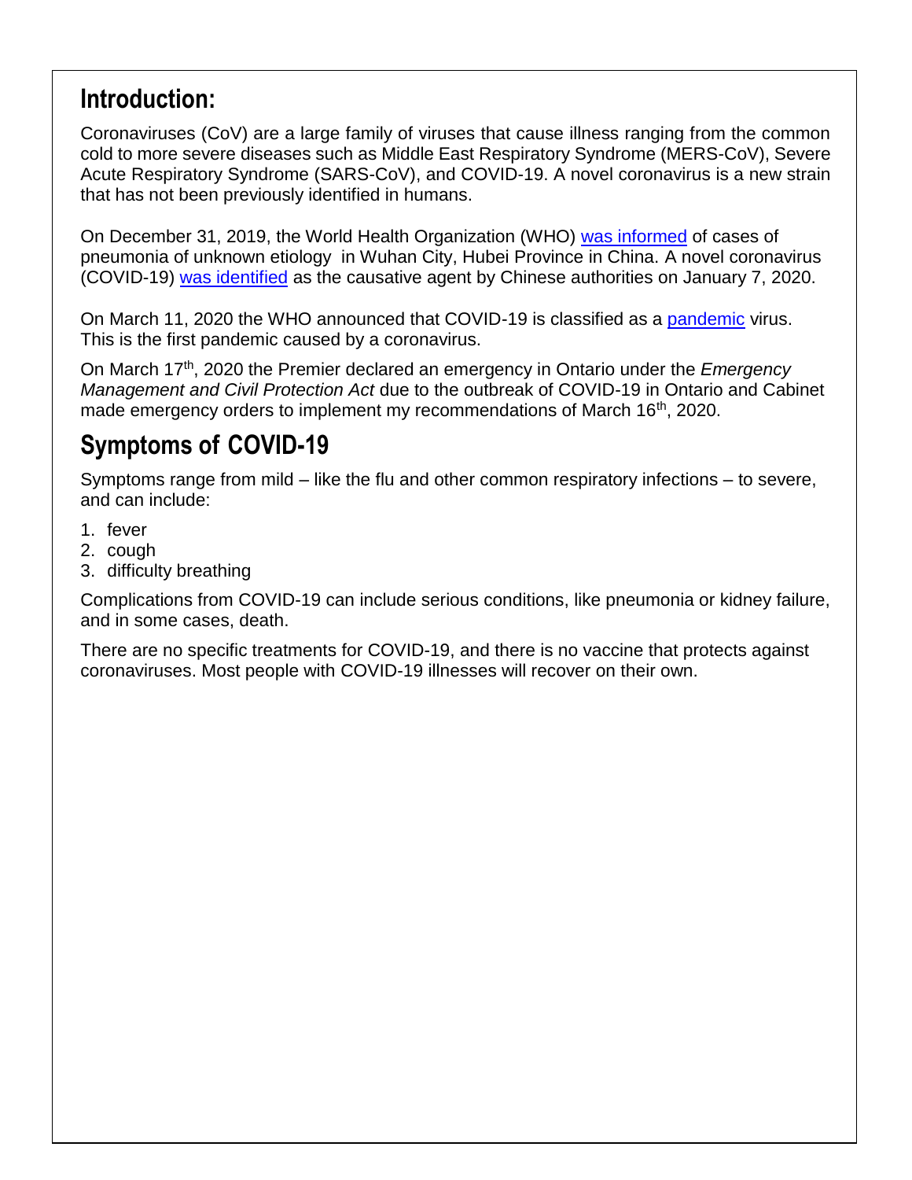## Introduction:

Coronaviruses (CoV) are a large family of viruses that cause illness ranging from the common cold to more severe diseases such as Middle East Respiratory Syndrome (MERS-CoV), Severe Acute Respiratory Syndrome (SARS-CoV), and COVID-19. A novel coronavirus is a new strain that has not been previously identified in humans.

On December 31, 2019, the World Health Organization (WHO) was informed of cases of pneumonia of unknown etiology in Wuhan City, Hubei Province in China. A novel coronavirus (COVID-19) was identified as the causative agent by Chinese authorities on January 7, 2020.

On March 11, 2020 the WHO announced that COVID-19 is classified as a pandemic virus. This is the first pandemic caused by a coronavirus.

On March 17th, 2020 the Premier declared an emergency in Ontario under the *Emergency Management and Civil Protection Act* due to the outbreak of COVID-19 in Ontario and Cabinet made emergency orders to implement my recommendations of March 16th, 2020.

## Symptoms of COVID-19

Symptoms range from mild – like the flu and other common respiratory infections – to severe, and can include:

1. fever
2. cough
3. difficulty breathing

Complications from COVID-19 can include serious conditions, like pneumonia or kidney failure, and in some cases, death.

There are no specific treatments for COVID-19, and there is no vaccine that protects against coronaviruses. Most people with COVID-19 illnesses will recover on their own.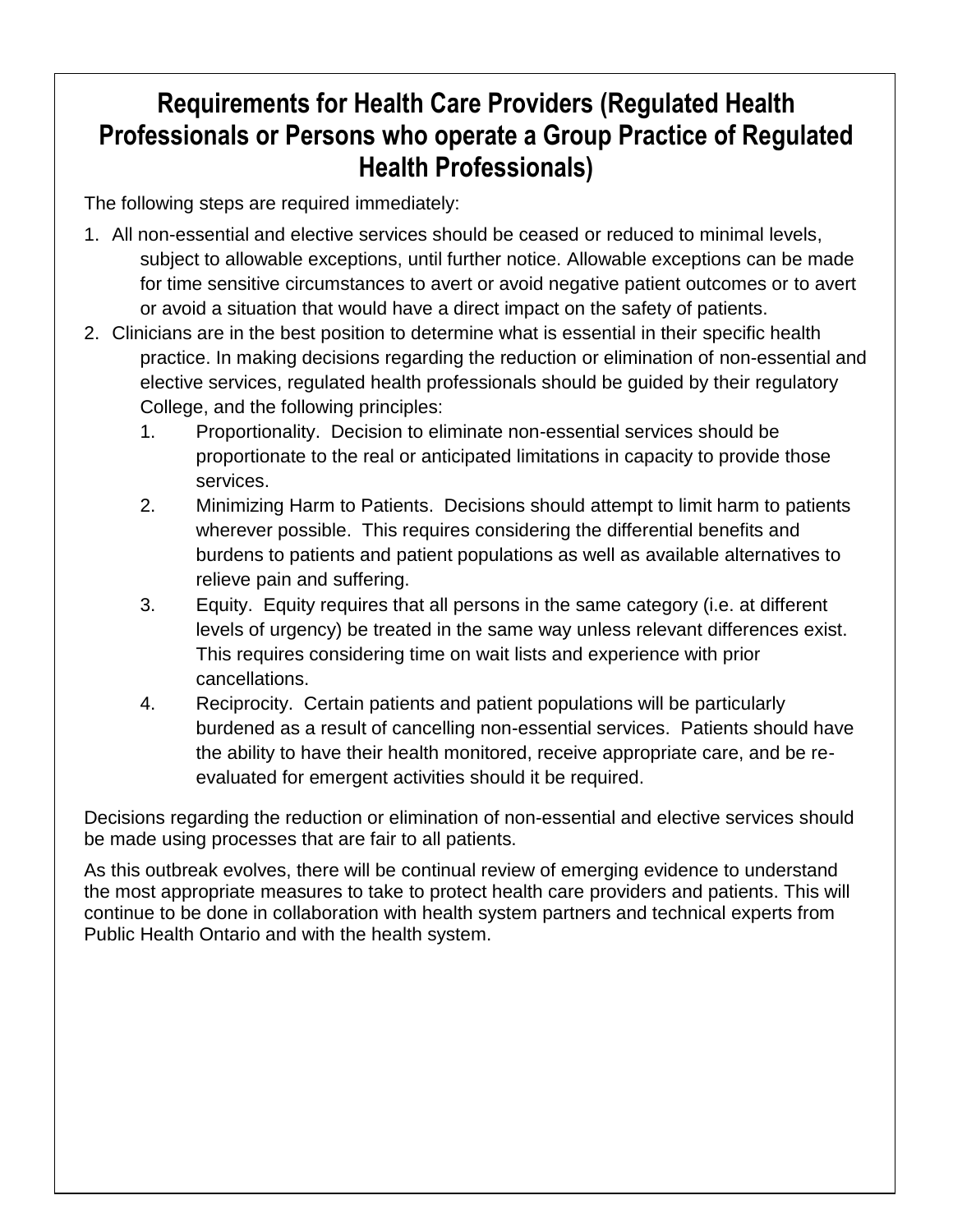## Requirements for Health Care Providers (Regulated Health Professionals or Persons who operate a Group Practice of Regulated Health Professionals)

The following steps are required immediately:

1. All non-essential and elective services should be ceased or reduced to minimal levels, subject to allowable exceptions, until further notice. Allowable exceptions can be made for time sensitive circumstances to avert or avoid negative patient outcomes or to avert or avoid a situation that would have a direct impact on the safety of patients.
2. Clinicians are in the best position to determine what is essential in their specific health practice. In making decisions regarding the reduction or elimination of non-essential and elective services, regulated health professionals should be guided by their regulatory College, and the following principles:
    1. Proportionality. Decision to eliminate non-essential services should be proportionate to the real or anticipated limitations in capacity to provide those services.
    2. Minimizing Harm to Patients. Decisions should attempt to limit harm to patients wherever possible. This requires considering the differential benefits and burdens to patients and patient populations as well as available alternatives to relieve pain and suffering.
    3. Equity. Equity requires that all persons in the same category (i.e. at different levels of urgency) be treated in the same way unless relevant differences exist. This requires considering time on wait lists and experience with prior cancellations.
    4. Reciprocity. Certain patients and patient populations will be particularly burdened as a result of cancelling non-essential services. Patients should have the ability to have their health monitored, receive appropriate care, and be re-evaluated for emergent activities should it be required.

Decisions regarding the reduction or elimination of non-essential and elective services should be made using processes that are fair to all patients.

As this outbreak evolves, there will be continual review of emerging evidence to understand the most appropriate measures to take to protect health care providers and patients. This will continue to be done in collaboration with health system partners and technical experts from Public Health Ontario and with the health system.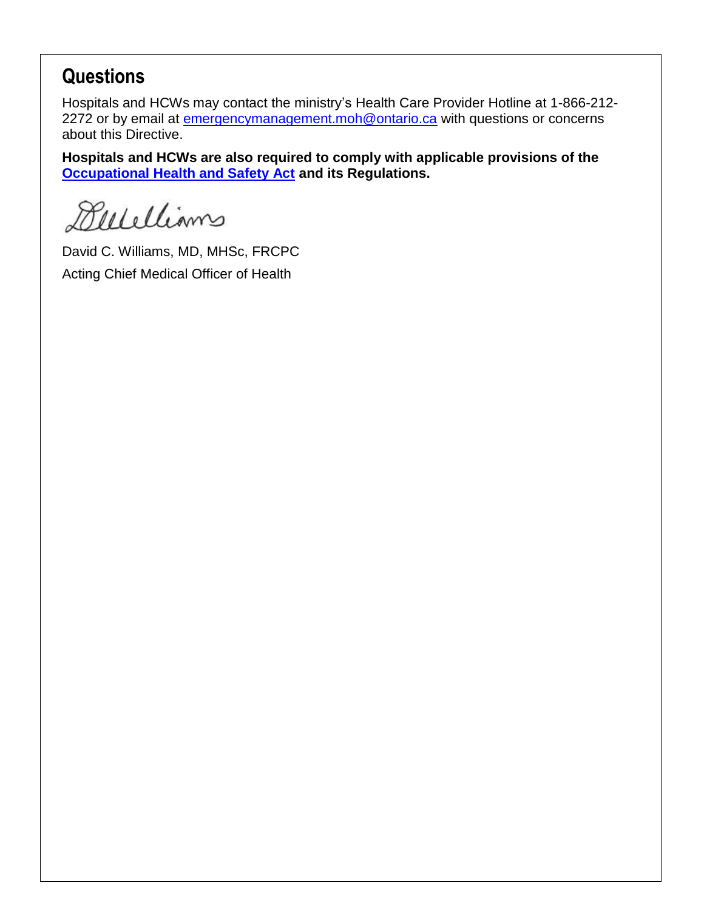## Questions

Hospitals and HCWs may contact the ministry's Health Care Provider Hotline at 1-866-212-2272 or by email at emergencymanagement.moh@ontario.ca with questions or concerns about this Directive.

**Hospitals and HCWs are also required to comply with applicable provisions of the Occupational Health and Safety Act and its Regulations.**

David C. Williams, MD, MHSc, FRCPC

Acting Chief Medical Officer of Health